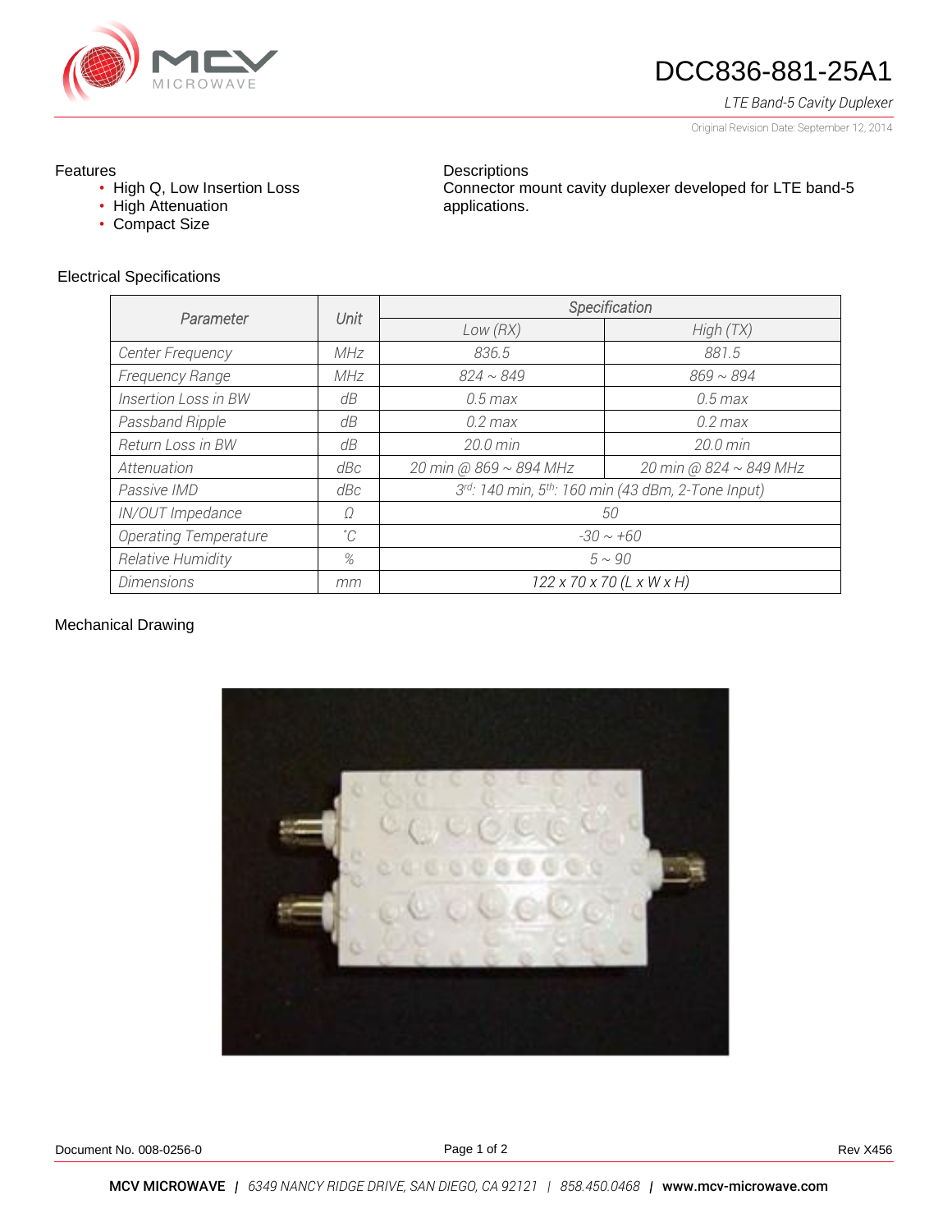# DCC836-881-25A1

*LTE Band-5 Cavity Duplexer*

Original Revision Date: September 12, 2014

**Features**

- High Q, Low Insertion Loss
- High Attenuation
- Compact Size

**Descriptions**

Connector mount cavity duplexer developed for LTE band-5 applications.

## Electrical Specifications

| Parameter | Unit | Specification | |
|---|---|---|---|
| | | Low (RX) | High (TX) |
| Center Frequency | MHz | 836.5 | 881.5 |
| Frequency Range | MHz | 824 ~ 849 | 869 ~ 894 |
| Insertion Loss in BW | dB | 0.5 max | 0.5 max |
| Passband Ripple | dB | 0.2 max | 0.2 max |
| Return Loss in BW | dB | 20.0 min | 20.0 min |
| Attenuation | dBc | 20 min @ 869 ~ 894 MHz | 20 min @ 824 ~ 849 MHz |
| Passive IMD | dBc | 3rd: 140 min, 5th: 160 min (43 dBm, 2-Tone Input) | |
| IN/OUT Impedance | Ω | 50 | |
| Operating Temperature | °C | -30 ~ +60 | |
| Relative Humidity | % | 5 ~ 90 | |
| Dimensions | mm | 122 x 70 x 70 (L x W x H) | |

## Mechanical Drawing

Document No. 008-0256-0

Rev X456

**MCV MICROWAVE** | *6349 NANCY RIDGE DRIVE, SAN DIEGO, CA 92121* | *858.450.0468* | **www.mcv-microwave.com**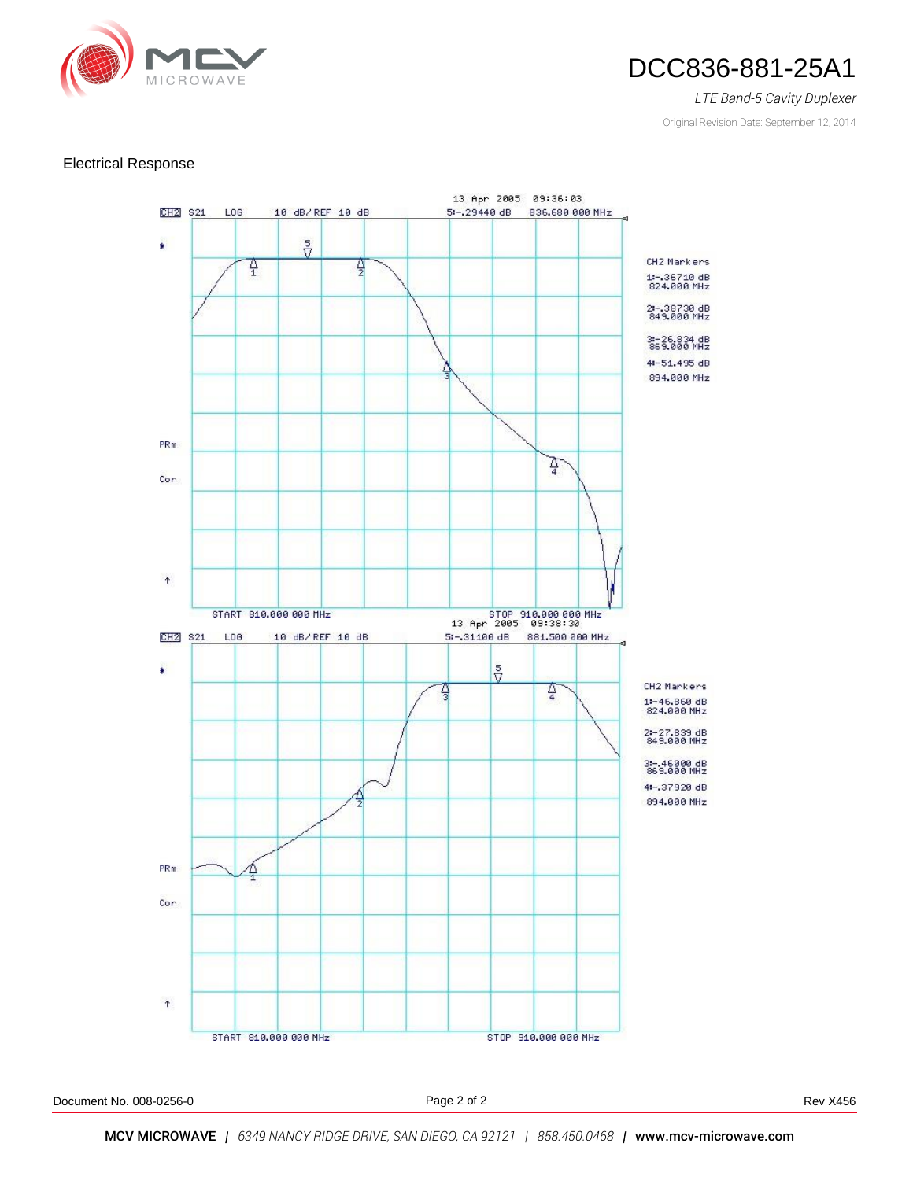# DCC836-881-25A1

*LTE Band-5 Cavity Duplexer*

Original Revision Date: September 12, 2014

## Electrical Response

13 Apr 2005 09:36:03

CH2 S21 LOG 10 dB/ REF 10 dB 5:-.29440 dB 836.680 000 MHz

CH2 Markers

1:-.36710 dB 824.000 MHz

2:-.38730 dB 849.000 MHz

3:-26.834 dB 869.000 MHz

4:-51.495 dB 894.000 MHz

PRm

Cor

START 810.000 000 MHz STOP 910.000 000 MHz

13 Apr 2005 09:38:30

CH2 S21 LOG 10 dB/ REF 10 dB 5:-.31100 dB 881.500 000 MHz

CH2 Markers

1:-46.860 dB 824.000 MHz

2:-27.839 dB 849.000 MHz

3:-.46000 dB 869.000 MHz

4:-.37920 dB 894.000 MHz

PRm

Cor

START 810.000 000 MHz STOP 910.000 000 MHz

Document No. 008-0256-0

Rev X456

**MCV MICROWAVE** | *6349 NANCY RIDGE DRIVE, SAN DIEGO, CA 92121* | *858.450.0468* | **www.mcv-microwave.com**